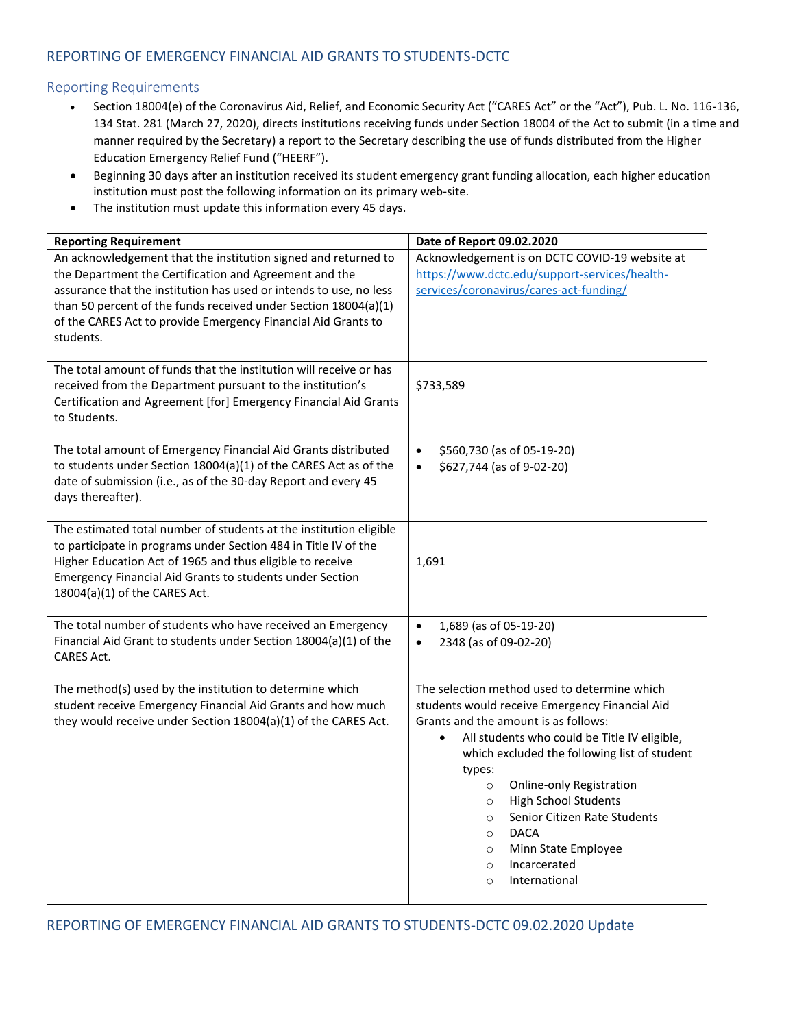## REPORTING OF EMERGENCY FINANCIAL AID GRANTS TO STUDENTS-DCTC

### Reporting Requirements

- Section 18004(e) of the Coronavirus Aid, Relief, and Economic Security Act ("CARES Act" or the "Act"), Pub. L. No. 116-136, 134 Stat. 281 (March 27, 2020), directs institutions receiving funds under Section 18004 of the Act to submit (in a time and manner required by the Secretary) a report to the Secretary describing the use of funds distributed from the Higher Education Emergency Relief Fund ("HEERF").
- Beginning 30 days after an institution received its student emergency grant funding allocation, each higher education institution must post the following information on its primary web-site.
- The institution must update this information every 45 days.

| **Reporting Requirement** | **Date of Report 09.02.2020** |
|---|---|
| An acknowledgement that the institution signed and returned to the Department the Certification and Agreement and the assurance that the institution has used or intends to use, no less than 50 percent of the funds received under Section 18004(a)(1) of the CARES Act to provide Emergency Financial Aid Grants to students. | Acknowledgement is on DCTC COVID-19 website at https://www.dctc.edu/support-services/health-services/coronavirus/cares-act-funding/ |
| The total amount of funds that the institution will receive or has received from the Department pursuant to the institution's Certification and Agreement [for] Emergency Financial Aid Grants to Students. | $733,589 |
| The total amount of Emergency Financial Aid Grants distributed to students under Section 18004(a)(1) of the CARES Act as of the date of submission (i.e., as of the 30-day Report and every 45 days thereafter). | • $560,730 (as of 05-19-20)<br>• $627,744 (as of 9-02-20) |
| The estimated total number of students at the institution eligible to participate in programs under Section 484 in Title IV of the Higher Education Act of 1965 and thus eligible to receive Emergency Financial Aid Grants to students under Section 18004(a)(1) of the CARES Act. | 1,691 |
| The total number of students who have received an Emergency Financial Aid Grant to students under Section 18004(a)(1) of the CARES Act. | • 1,689 (as of 05-19-20)<br>• 2348 (as of 09-02-20) |
| The method(s) used by the institution to determine which student receive Emergency Financial Aid Grants and how much they would receive under Section 18004(a)(1) of the CARES Act. | The selection method used to determine which students would receive Emergency Financial Aid Grants and the amount is as follows:<br>• All students who could be Title IV eligible, which excluded the following list of student types:<br>&nbsp;&nbsp;○ Online-only Registration<br>&nbsp;&nbsp;○ High School Students<br>&nbsp;&nbsp;○ Senior Citizen Rate Students<br>&nbsp;&nbsp;○ DACA<br>&nbsp;&nbsp;○ Minn State Employee<br>&nbsp;&nbsp;○ Incarcerated<br>&nbsp;&nbsp;○ International |

## REPORTING OF EMERGENCY FINANCIAL AID GRANTS TO STUDENTS-DCTC 09.02.2020 Update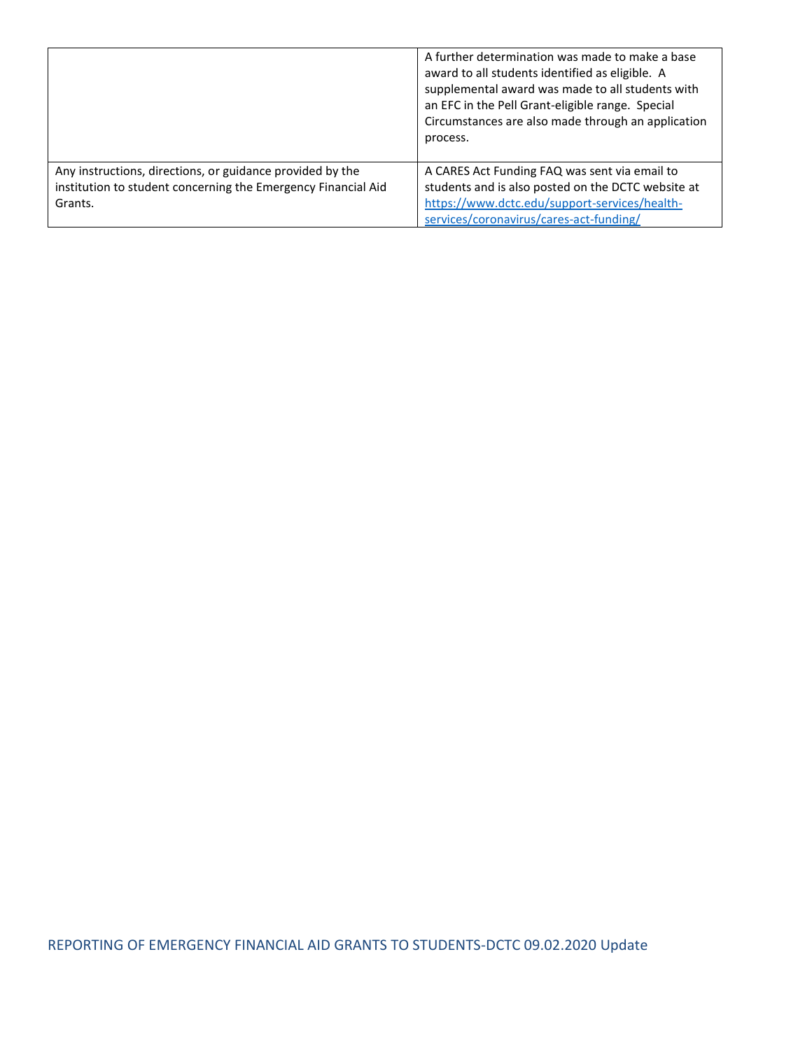| | |
|---|---|
| | A further determination was made to make a base award to all students identified as eligible. A supplemental award was made to all students with an EFC in the Pell Grant-eligible range. Special Circumstances are also made through an application process. |
| Any instructions, directions, or guidance provided by the institution to student concerning the Emergency Financial Aid Grants. | A CARES Act Funding FAQ was sent via email to students and is also posted on the DCTC website at [https://www.dctc.edu/support-services/health-services/coronavirus/cares-act-funding/](https://www.dctc.edu/support-services/health-services/coronavirus/cares-act-funding/) |